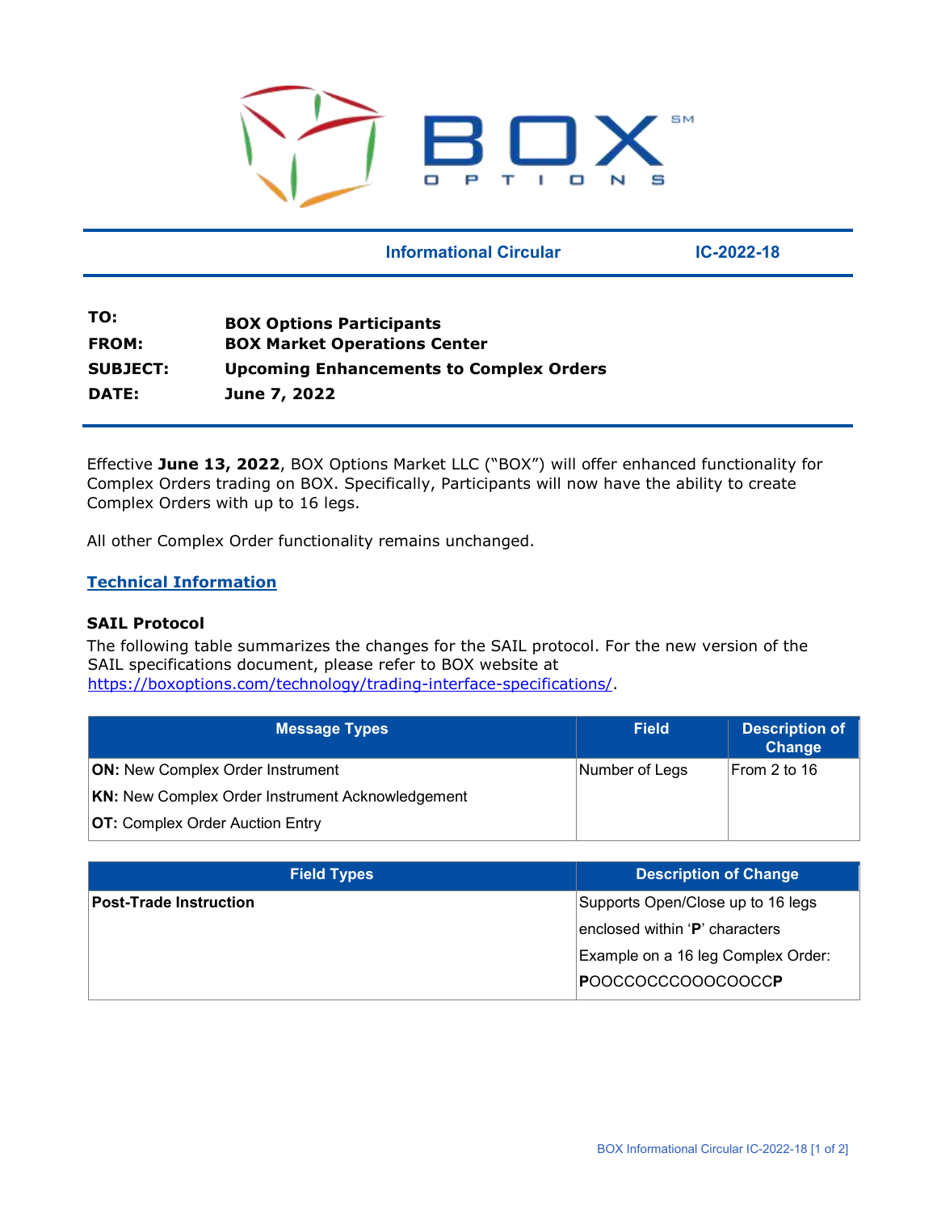BOX OPTIONS

**Informational Circular** **IC-2022-18**

| | |
|---|---|
| **TO:** | **BOX Options Participants** |
| **FROM:** | **BOX Market Operations Center** |
| **SUBJECT:** | **Upcoming Enhancements to Complex Orders** |
| **DATE:** | **June 7, 2022** |

Effective **June 13, 2022**, BOX Options Market LLC ("BOX") will offer enhanced functionality for Complex Orders trading on BOX. Specifically, Participants will now have the ability to create Complex Orders with up to 16 legs.

All other Complex Order functionality remains unchanged.

## Technical Information

### SAIL Protocol

The following table summarizes the changes for the SAIL protocol. For the new version of the SAIL specifications document, please refer to BOX website at https://boxoptions.com/technology/trading-interface-specifications/.

| Message Types | Field | Description of Change |
|---|---|---|
| **ON:** New Complex Order Instrument<br>**KN:** New Complex Order Instrument Acknowledgement<br>**OT:** Complex Order Auction Entry | Number of Legs | From 2 to 16 |

| Field Types | Description of Change |
|---|---|
| **Post-Trade Instruction** | Supports Open/Close up to 16 legs enclosed within '**P**' characters<br>Example on a 16 leg Complex Order:<br>**P**OOCCOCCCOOOCOOCC**P** |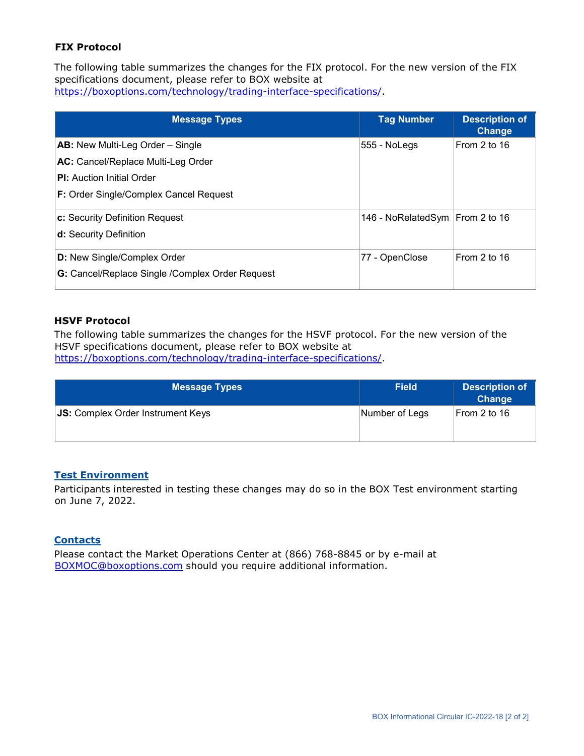### FIX Protocol

The following table summarizes the changes for the FIX protocol. For the new version of the FIX specifications document, please refer to BOX website at https://boxoptions.com/technology/trading-interface-specifications/.

| Message Types | Tag Number | Description of Change |
| --- | --- | --- |
| **AB:** New Multi-Leg Order – Single<br>**AC:** Cancel/Replace Multi-Leg Order<br>**PI:** Auction Initial Order<br>**F:** Order Single/Complex Cancel Request | 555 - NoLegs | From 2 to 16 |
| **c:** Security Definition Request<br>**d:** Security Definition | 146 - NoRelatedSym | From 2 to 16 |
| **D:** New Single/Complex Order<br>**G:** Cancel/Replace Single /Complex Order Request | 77 - OpenClose | From 2 to 16 |

### HSVF Protocol

The following table summarizes the changes for the HSVF protocol. For the new version of the HSVF specifications document, please refer to BOX website at https://boxoptions.com/technology/trading-interface-specifications/.

| Message Types | Field | Description of Change |
| --- | --- | --- |
| **JS:** Complex Order Instrument Keys | Number of Legs | From 2 to 16 |

### Test Environment

Participants interested in testing these changes may do so in the BOX Test environment starting on June 7, 2022.

### Contacts

Please contact the Market Operations Center at (866) 768-8845 or by e-mail at BOXMOC@boxoptions.com should you require additional information.